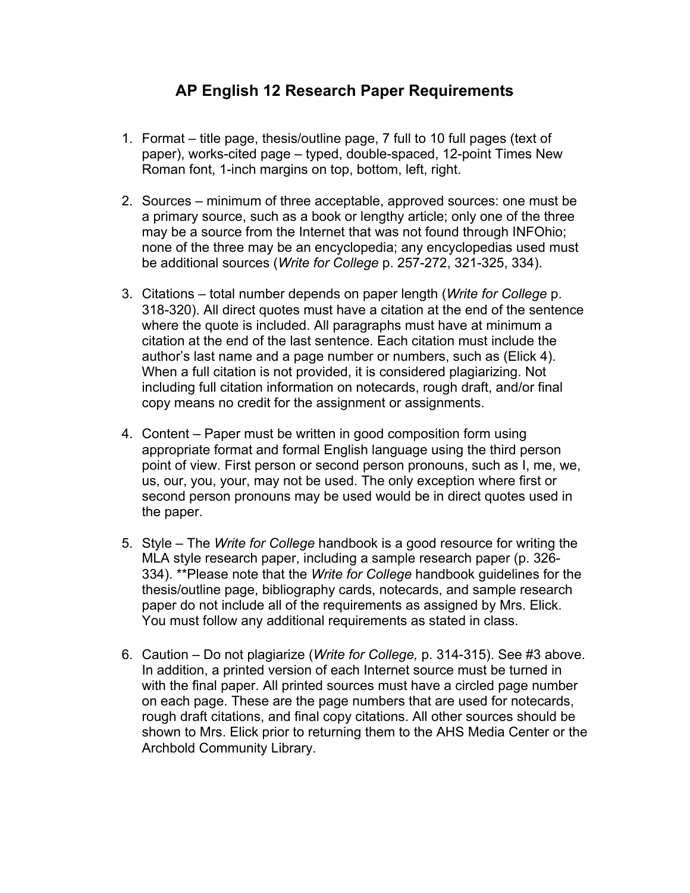# AP English 12 Research Paper Requirements

1. Format – title page, thesis/outline page, 7 full to 10 full pages (text of paper), works-cited page – typed, double-spaced, 12-point Times New Roman font, 1-inch margins on top, bottom, left, right.

2. Sources – minimum of three acceptable, approved sources: one must be a primary source, such as a book or lengthy article; only one of the three may be a source from the Internet that was not found through INFOhio; none of the three may be an encyclopedia; any encyclopedias used must be additional sources (*Write for College* p. 257-272, 321-325, 334).

3. Citations – total number depends on paper length (*Write for College* p. 318-320). All direct quotes must have a citation at the end of the sentence where the quote is included. All paragraphs must have at minimum a citation at the end of the last sentence. Each citation must include the author's last name and a page number or numbers, such as (Elick 4). When a full citation is not provided, it is considered plagiarizing. Not including full citation information on notecards, rough draft, and/or final copy means no credit for the assignment or assignments.

4. Content – Paper must be written in good composition form using appropriate format and formal English language using the third person point of view. First person or second person pronouns, such as I, me, we, us, our, you, your, may not be used. The only exception where first or second person pronouns may be used would be in direct quotes used in the paper.

5. Style – The *Write for College* handbook is a good resource for writing the MLA style research paper, including a sample research paper (p. 326-334). **Please note that the *Write for College* handbook guidelines for the thesis/outline page, bibliography cards, notecards, and sample research paper do not include all of the requirements as assigned by Mrs. Elick. You must follow any additional requirements as stated in class.

6. Caution – Do not plagiarize (*Write for College,* p. 314-315). See #3 above. In addition, a printed version of each Internet source must be turned in with the final paper. All printed sources must have a circled page number on each page. These are the page numbers that are used for notecards, rough draft citations, and final copy citations. All other sources should be shown to Mrs. Elick prior to returning them to the AHS Media Center or the Archbold Community Library.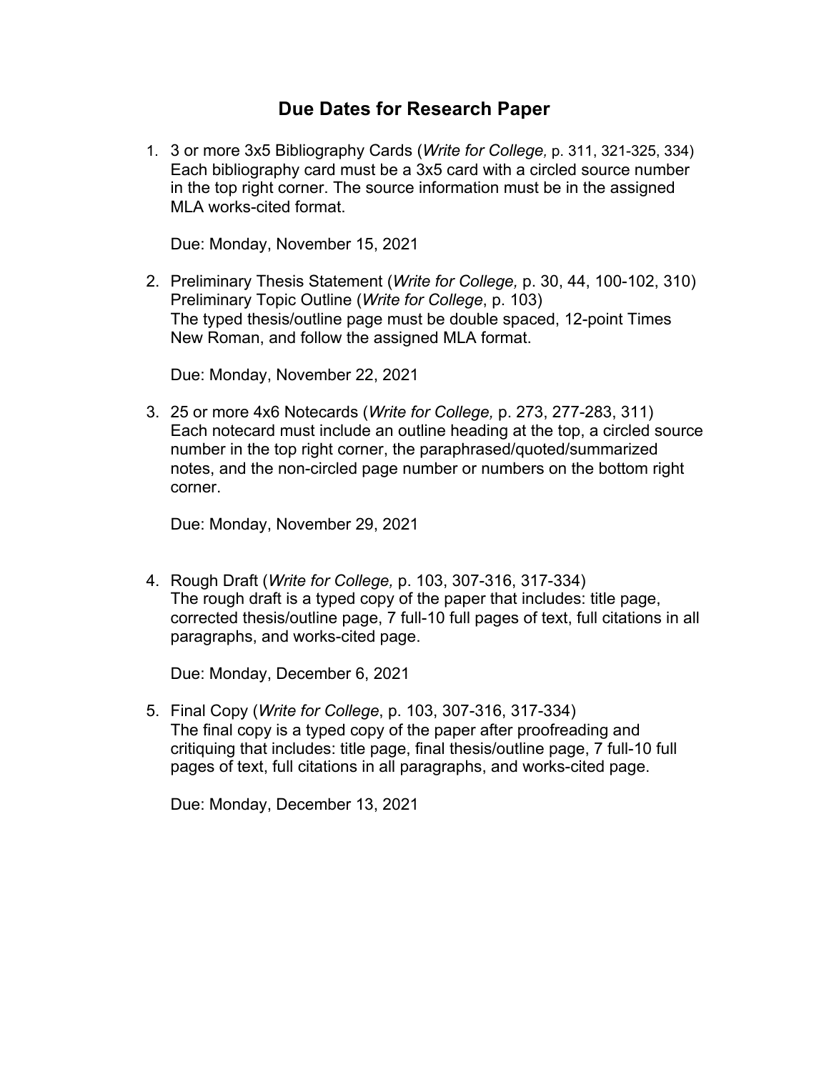## Due Dates for Research Paper

1. 3 or more 3x5 Bibliography Cards (*Write for College,* p. 311, 321-325, 334)
   Each bibliography card must be a 3x5 card with a circled source number in the top right corner. The source information must be in the assigned MLA works-cited format.

   Due: Monday, November 15, 2021

2. Preliminary Thesis Statement (*Write for College,* p. 30, 44, 100-102, 310)
   Preliminary Topic Outline (*Write for College*, p. 103)
   The typed thesis/outline page must be double spaced, 12-point Times New Roman, and follow the assigned MLA format.

   Due: Monday, November 22, 2021

3. 25 or more 4x6 Notecards (*Write for College,* p. 273, 277-283, 311)
   Each notecard must include an outline heading at the top, a circled source number in the top right corner, the paraphrased/quoted/summarized notes, and the non-circled page number or numbers on the bottom right corner.

   Due: Monday, November 29, 2021

4. Rough Draft (*Write for College,* p. 103, 307-316, 317-334)
   The rough draft is a typed copy of the paper that includes: title page, corrected thesis/outline page, 7 full-10 full pages of text, full citations in all paragraphs, and works-cited page.

   Due: Monday, December 6, 2021

5. Final Copy (*Write for College*, p. 103, 307-316, 317-334)
   The final copy is a typed copy of the paper after proofreading and critiquing that includes: title page, final thesis/outline page, 7 full-10 full pages of text, full citations in all paragraphs, and works-cited page.

   Due: Monday, December 13, 2021